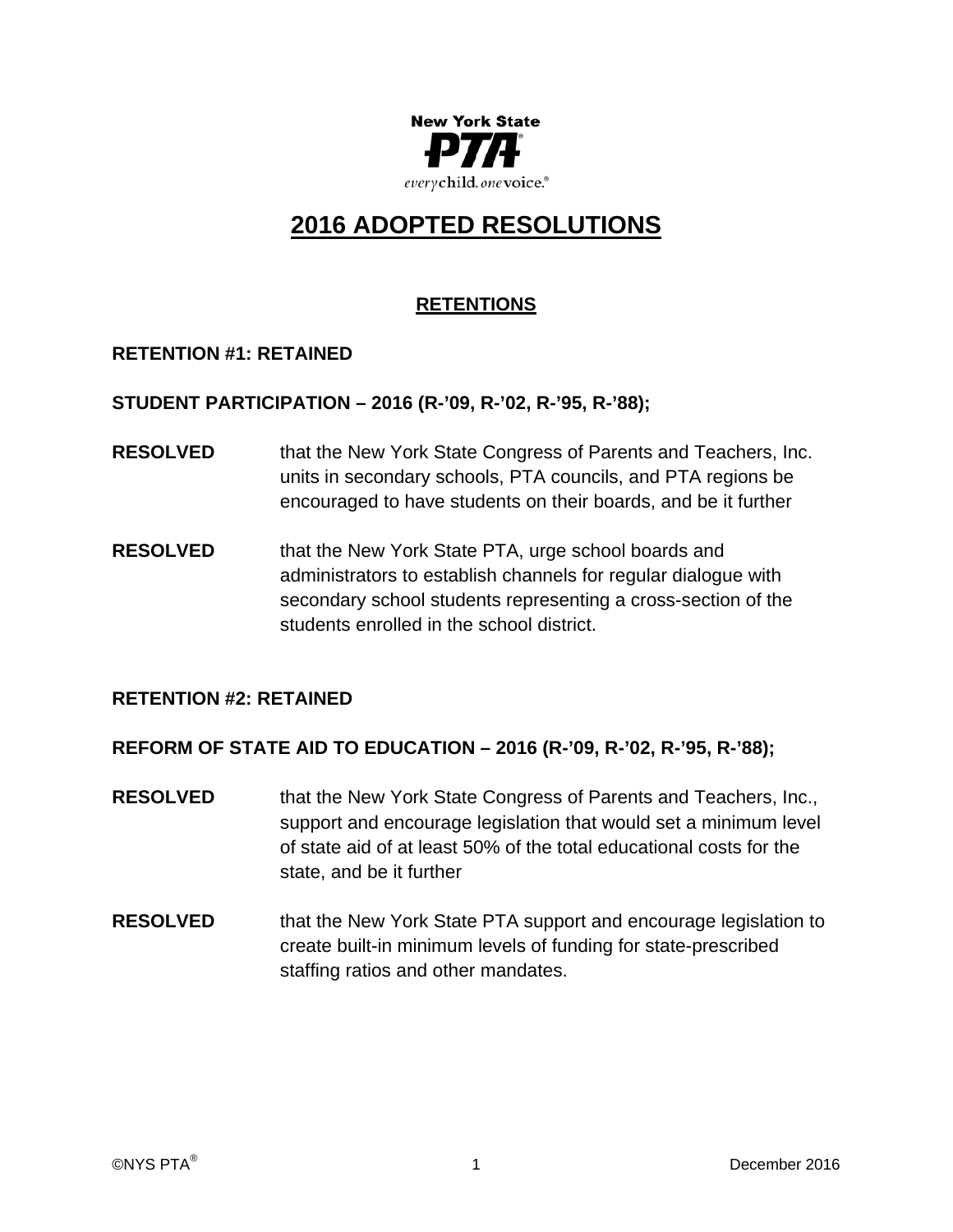New York State PTA
*every child. one voice.*

# 2016 ADOPTED RESOLUTIONS

## RETENTIONS

**RETENTION #1: RETAINED**

**STUDENT PARTICIPATION – 2016 (R-'09, R-'02, R-'95, R-'88);**

**RESOLVED** that the New York State Congress of Parents and Teachers, Inc. units in secondary schools, PTA councils, and PTA regions be encouraged to have students on their boards, and be it further

**RESOLVED** that the New York State PTA, urge school boards and administrators to establish channels for regular dialogue with secondary school students representing a cross-section of the students enrolled in the school district.

**RETENTION #2: RETAINED**

**REFORM OF STATE AID TO EDUCATION – 2016 (R-'09, R-'02, R-'95, R-'88);**

**RESOLVED** that the New York State Congress of Parents and Teachers, Inc., support and encourage legislation that would set a minimum level of state aid of at least 50% of the total educational costs for the state, and be it further

**RESOLVED** that the New York State PTA support and encourage legislation to create built-in minimum levels of funding for state-prescribed staffing ratios and other mandates.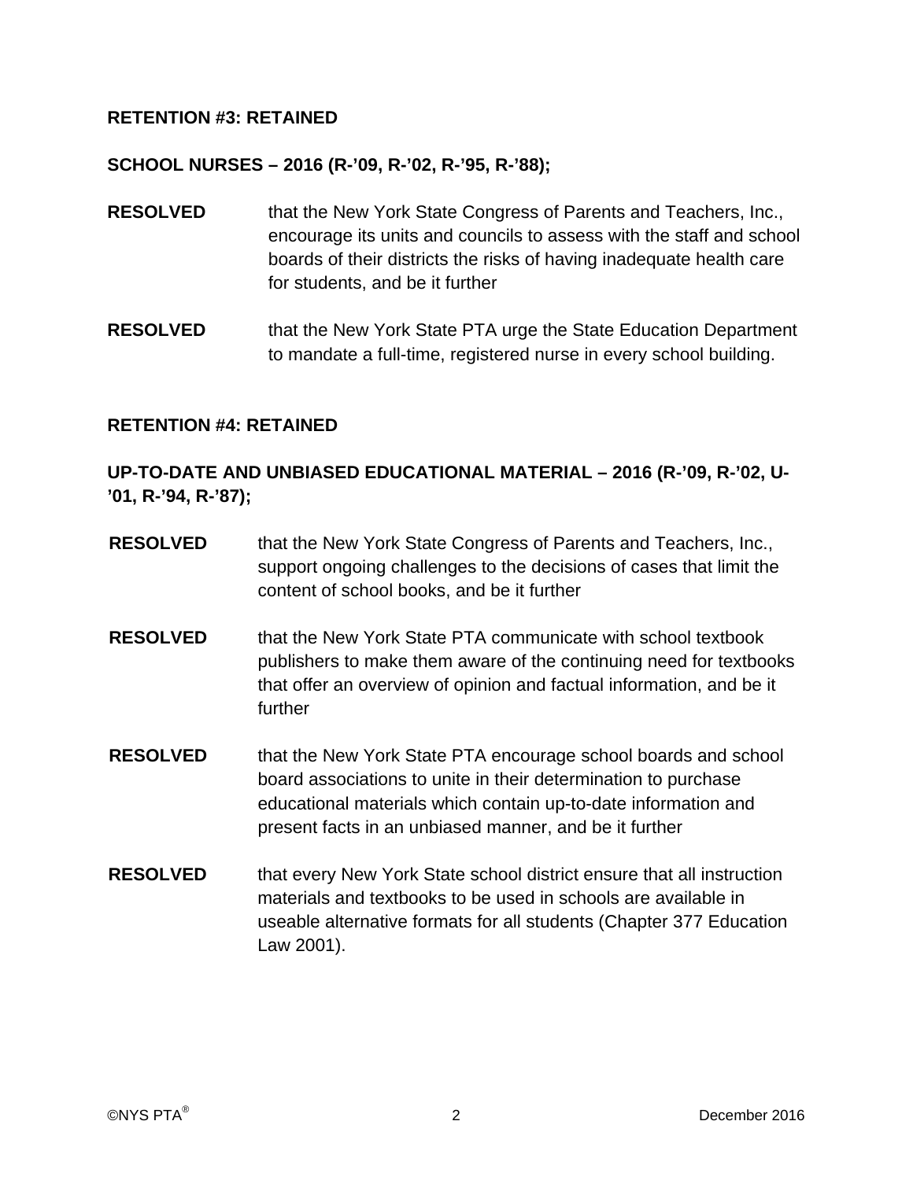**RETENTION #3: RETAINED**

**SCHOOL NURSES – 2016 (R-'09, R-'02, R-'95, R-'88);**

**RESOLVED** that the New York State Congress of Parents and Teachers, Inc., encourage its units and councils to assess with the staff and school boards of their districts the risks of having inadequate health care for students, and be it further

**RESOLVED** that the New York State PTA urge the State Education Department to mandate a full-time, registered nurse in every school building.

**RETENTION #4: RETAINED**

**UP-TO-DATE AND UNBIASED EDUCATIONAL MATERIAL – 2016 (R-'09, R-'02, U-'01, R-'94, R-'87);**

**RESOLVED** that the New York State Congress of Parents and Teachers, Inc., support ongoing challenges to the decisions of cases that limit the content of school books, and be it further

**RESOLVED** that the New York State PTA communicate with school textbook publishers to make them aware of the continuing need for textbooks that offer an overview of opinion and factual information, and be it further

**RESOLVED** that the New York State PTA encourage school boards and school board associations to unite in their determination to purchase educational materials which contain up-to-date information and present facts in an unbiased manner, and be it further

**RESOLVED** that every New York State school district ensure that all instruction materials and textbooks to be used in schools are available in useable alternative formats for all students (Chapter 377 Education Law 2001).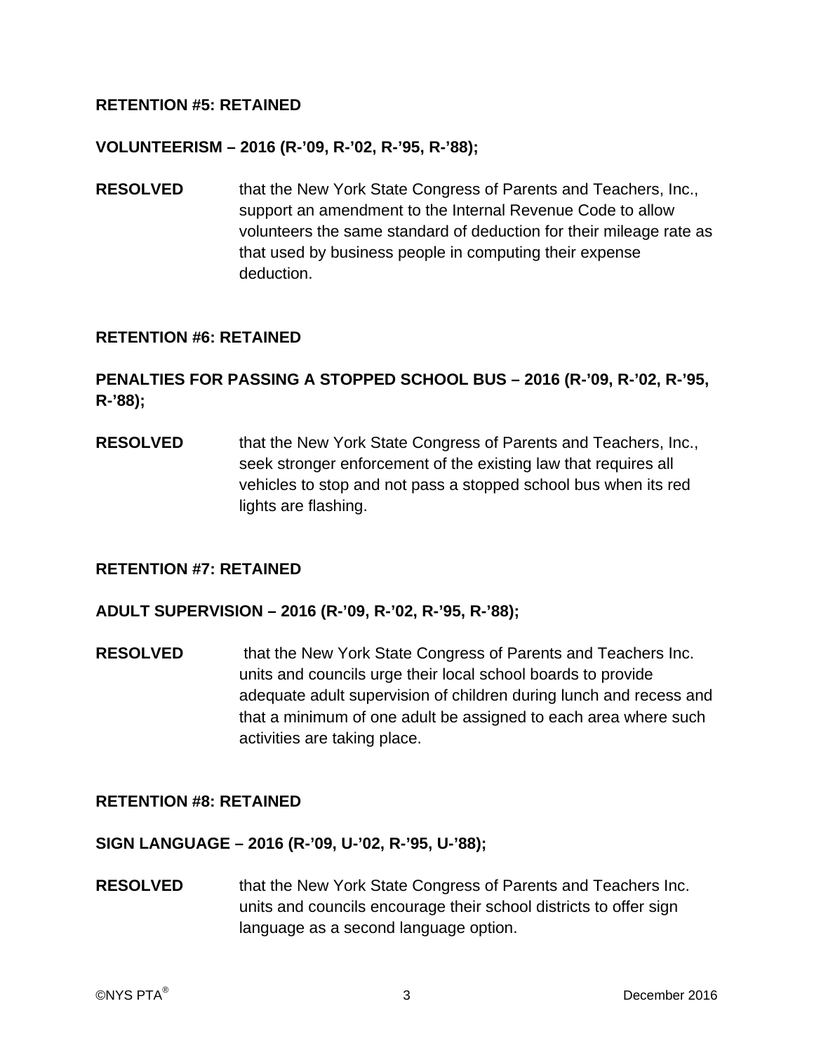**RETENTION #5: RETAINED**

**VOLUNTEERISM – 2016 (R-'09, R-'02, R-'95, R-'88);**

**RESOLVED** that the New York State Congress of Parents and Teachers, Inc., support an amendment to the Internal Revenue Code to allow volunteers the same standard of deduction for their mileage rate as that used by business people in computing their expense deduction.

**RETENTION #6: RETAINED**

**PENALTIES FOR PASSING A STOPPED SCHOOL BUS – 2016 (R-'09, R-'02, R-'95, R-'88);**

**RESOLVED** that the New York State Congress of Parents and Teachers, Inc., seek stronger enforcement of the existing law that requires all vehicles to stop and not pass a stopped school bus when its red lights are flashing.

**RETENTION #7: RETAINED**

**ADULT SUPERVISION – 2016 (R-'09, R-'02, R-'95, R-'88);**

**RESOLVED** that the New York State Congress of Parents and Teachers Inc. units and councils urge their local school boards to provide adequate adult supervision of children during lunch and recess and that a minimum of one adult be assigned to each area where such activities are taking place.

**RETENTION #8: RETAINED**

**SIGN LANGUAGE – 2016 (R-'09, U-'02, R-'95, U-'88);**

**RESOLVED** that the New York State Congress of Parents and Teachers Inc. units and councils encourage their school districts to offer sign language as a second language option.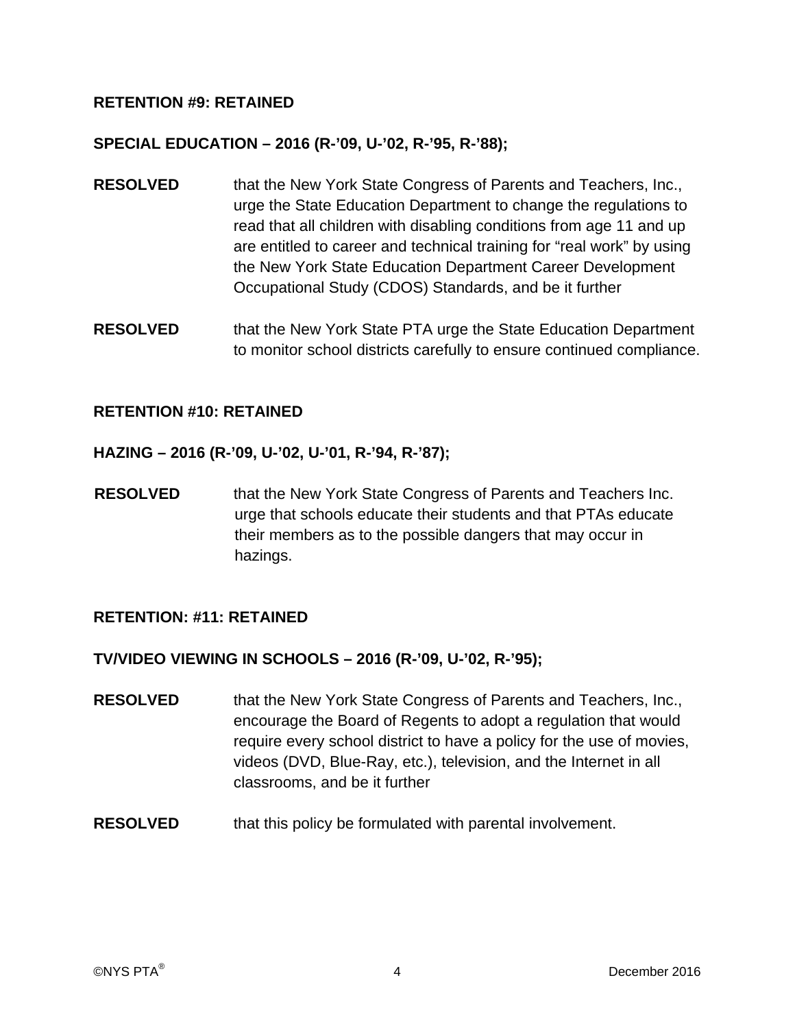**RETENTION #9: RETAINED**

**SPECIAL EDUCATION – 2016 (R-'09, U-'02, R-'95, R-'88);**

**RESOLVED** that the New York State Congress of Parents and Teachers, Inc., urge the State Education Department to change the regulations to read that all children with disabling conditions from age 11 and up are entitled to career and technical training for "real work" by using the New York State Education Department Career Development Occupational Study (CDOS) Standards, and be it further

**RESOLVED** that the New York State PTA urge the State Education Department to monitor school districts carefully to ensure continued compliance.

**RETENTION #10: RETAINED**

**HAZING – 2016 (R-'09, U-'02, U-'01, R-'94, R-'87);**

**RESOLVED** that the New York State Congress of Parents and Teachers Inc. urge that schools educate their students and that PTAs educate their members as to the possible dangers that may occur in hazings.

**RETENTION: #11: RETAINED**

**TV/VIDEO VIEWING IN SCHOOLS – 2016 (R-'09, U-'02, R-'95);**

**RESOLVED** that the New York State Congress of Parents and Teachers, Inc., encourage the Board of Regents to adopt a regulation that would require every school district to have a policy for the use of movies, videos (DVD, Blue-Ray, etc.), television, and the Internet in all classrooms, and be it further

**RESOLVED** that this policy be formulated with parental involvement.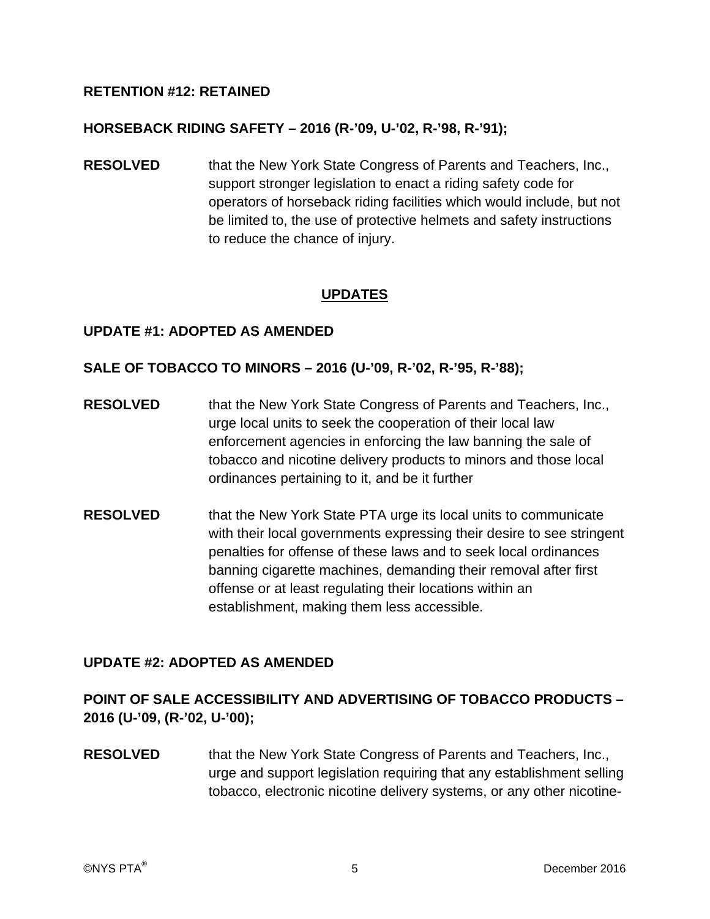**RETENTION #12: RETAINED**

**HORSEBACK RIDING SAFETY – 2016 (R-'09, U-'02, R-'98, R-'91);**

**RESOLVED** that the New York State Congress of Parents and Teachers, Inc., support stronger legislation to enact a riding safety code for operators of horseback riding facilities which would include, but not be limited to, the use of protective helmets and safety instructions to reduce the chance of injury.

## UPDATES

**UPDATE #1: ADOPTED AS AMENDED**

**SALE OF TOBACCO TO MINORS – 2016 (U-'09, R-'02, R-'95, R-'88);**

**RESOLVED** that the New York State Congress of Parents and Teachers, Inc., urge local units to seek the cooperation of their local law enforcement agencies in enforcing the law banning the sale of tobacco and nicotine delivery products to minors and those local ordinances pertaining to it, and be it further

**RESOLVED** that the New York State PTA urge its local units to communicate with their local governments expressing their desire to see stringent penalties for offense of these laws and to seek local ordinances banning cigarette machines, demanding their removal after first offense or at least regulating their locations within an establishment, making them less accessible.

**UPDATE #2: ADOPTED AS AMENDED**

**POINT OF SALE ACCESSIBILITY AND ADVERTISING OF TOBACCO PRODUCTS – 2016 (U-'09, (R-'02, U-'00);**

**RESOLVED** that the New York State Congress of Parents and Teachers, Inc., urge and support legislation requiring that any establishment selling tobacco, electronic nicotine delivery systems, or any other nicotine-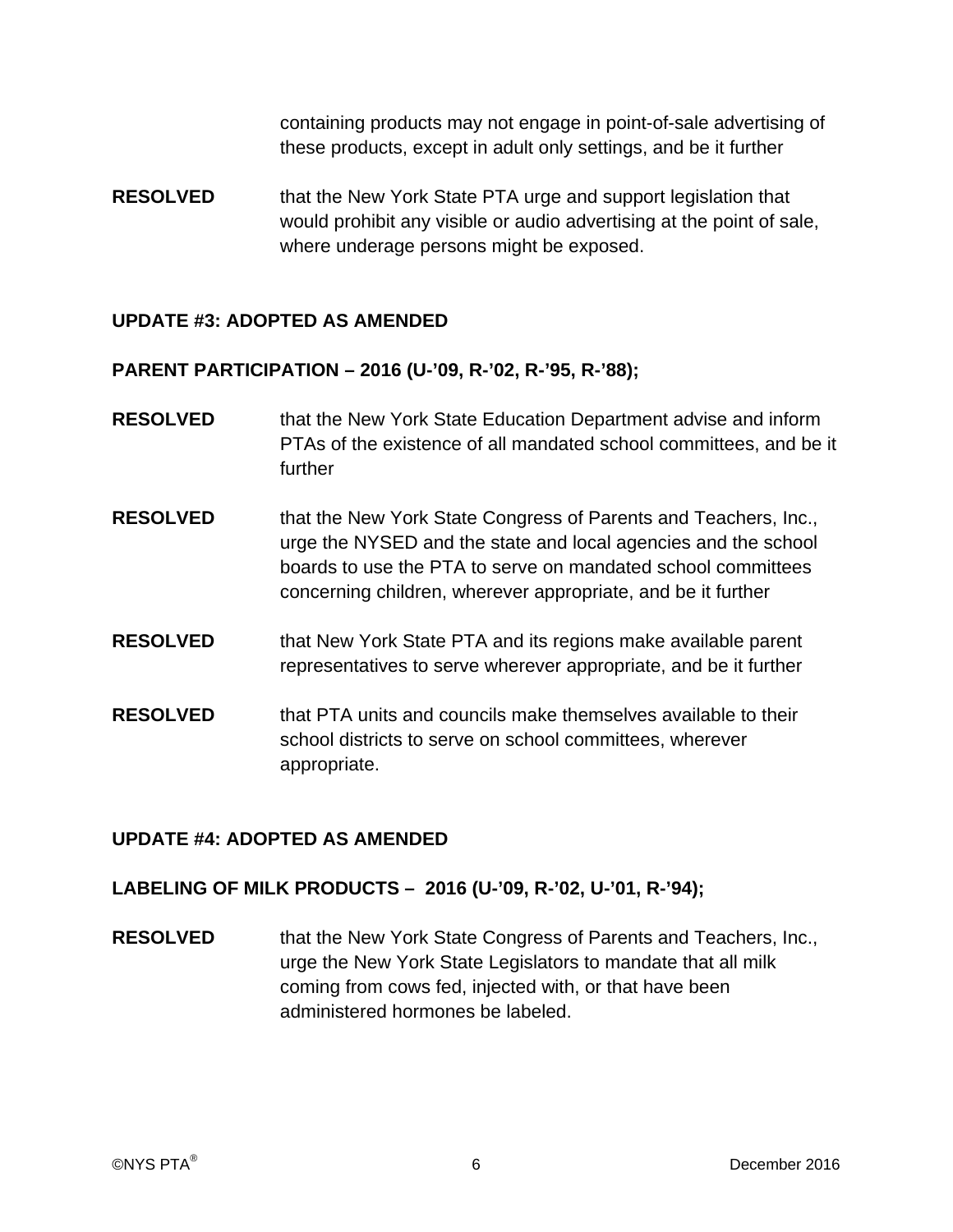containing products may not engage in point-of-sale advertising of these products, except in adult only settings, and be it further

**RESOLVED** that the New York State PTA urge and support legislation that would prohibit any visible or audio advertising at the point of sale, where underage persons might be exposed.

**UPDATE #3: ADOPTED AS AMENDED**

**PARENT PARTICIPATION – 2016 (U-'09, R-'02, R-'95, R-'88);**

**RESOLVED** that the New York State Education Department advise and inform PTAs of the existence of all mandated school committees, and be it further

**RESOLVED** that the New York State Congress of Parents and Teachers, Inc., urge the NYSED and the state and local agencies and the school boards to use the PTA to serve on mandated school committees concerning children, wherever appropriate, and be it further

**RESOLVED** that New York State PTA and its regions make available parent representatives to serve wherever appropriate, and be it further

**RESOLVED** that PTA units and councils make themselves available to their school districts to serve on school committees, wherever appropriate.

**UPDATE #4: ADOPTED AS AMENDED**

**LABELING OF MILK PRODUCTS – 2016 (U-'09, R-'02, U-'01, R-'94);**

**RESOLVED** that the New York State Congress of Parents and Teachers, Inc., urge the New York State Legislators to mandate that all milk coming from cows fed, injected with, or that have been administered hormones be labeled.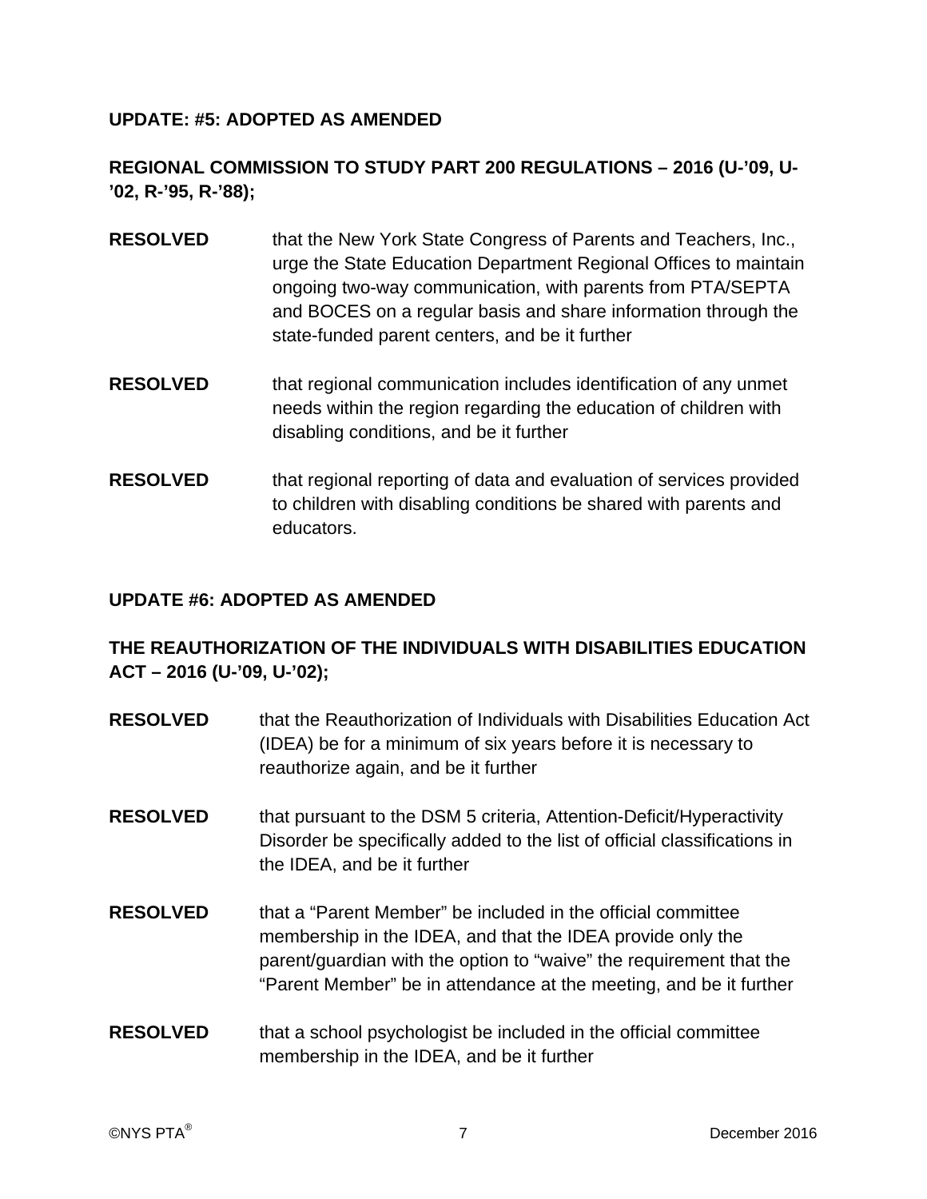**UPDATE: #5: ADOPTED AS AMENDED**

**REGIONAL COMMISSION TO STUDY PART 200 REGULATIONS – 2016 (U-'09, U-'02, R-'95, R-'88);**

**RESOLVED** that the New York State Congress of Parents and Teachers, Inc., urge the State Education Department Regional Offices to maintain ongoing two-way communication, with parents from PTA/SEPTA and BOCES on a regular basis and share information through the state-funded parent centers, and be it further

**RESOLVED** that regional communication includes identification of any unmet needs within the region regarding the education of children with disabling conditions, and be it further

**RESOLVED** that regional reporting of data and evaluation of services provided to children with disabling conditions be shared with parents and educators.

**UPDATE #6: ADOPTED AS AMENDED**

**THE REAUTHORIZATION OF THE INDIVIDUALS WITH DISABILITIES EDUCATION ACT – 2016 (U-'09, U-'02);**

**RESOLVED** that the Reauthorization of Individuals with Disabilities Education Act (IDEA) be for a minimum of six years before it is necessary to reauthorize again, and be it further

**RESOLVED** that pursuant to the DSM 5 criteria, Attention-Deficit/Hyperactivity Disorder be specifically added to the list of official classifications in the IDEA, and be it further

**RESOLVED** that a "Parent Member" be included in the official committee membership in the IDEA, and that the IDEA provide only the parent/guardian with the option to "waive" the requirement that the "Parent Member" be in attendance at the meeting, and be it further

**RESOLVED** that a school psychologist be included in the official committee membership in the IDEA, and be it further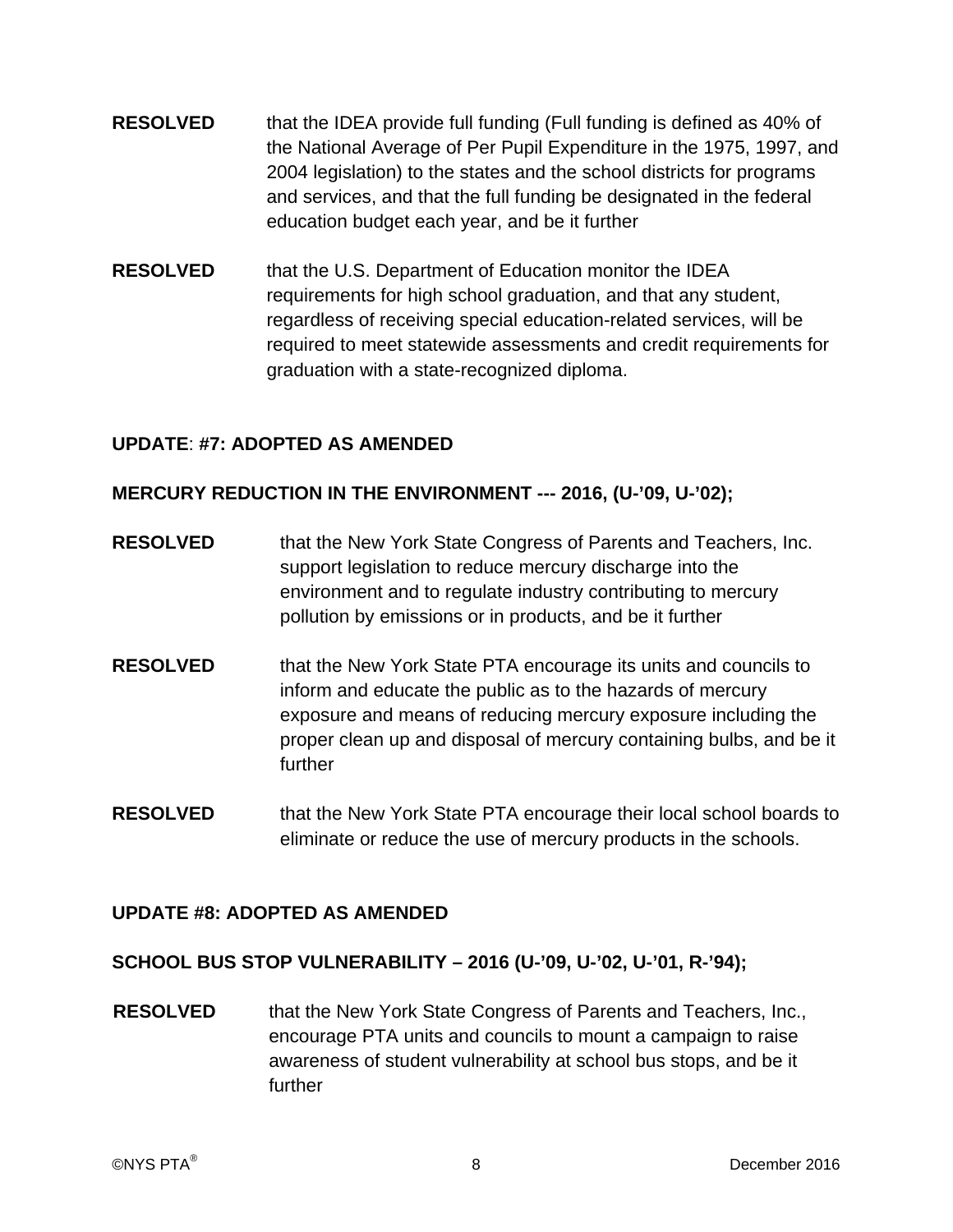**RESOLVED** that the IDEA provide full funding (Full funding is defined as 40% of the National Average of Per Pupil Expenditure in the 1975, 1997, and 2004 legislation) to the states and the school districts for programs and services, and that the full funding be designated in the federal education budget each year, and be it further

**RESOLVED** that the U.S. Department of Education monitor the IDEA requirements for high school graduation, and that any student, regardless of receiving special education-related services, will be required to meet statewide assessments and credit requirements for graduation with a state-recognized diploma.

**UPDATE**: **#7: ADOPTED AS AMENDED**

**MERCURY REDUCTION IN THE ENVIRONMENT --- 2016, (U-'09, U-'02);**

**RESOLVED** that the New York State Congress of Parents and Teachers, Inc. support legislation to reduce mercury discharge into the environment and to regulate industry contributing to mercury pollution by emissions or in products, and be it further

**RESOLVED** that the New York State PTA encourage its units and councils to inform and educate the public as to the hazards of mercury exposure and means of reducing mercury exposure including the proper clean up and disposal of mercury containing bulbs, and be it further

**RESOLVED** that the New York State PTA encourage their local school boards to eliminate or reduce the use of mercury products in the schools.

**UPDATE #8: ADOPTED AS AMENDED**

**SCHOOL BUS STOP VULNERABILITY – 2016 (U-'09, U-'02, U-'01, R-'94);**

**RESOLVED** that the New York State Congress of Parents and Teachers, Inc., encourage PTA units and councils to mount a campaign to raise awareness of student vulnerability at school bus stops, and be it further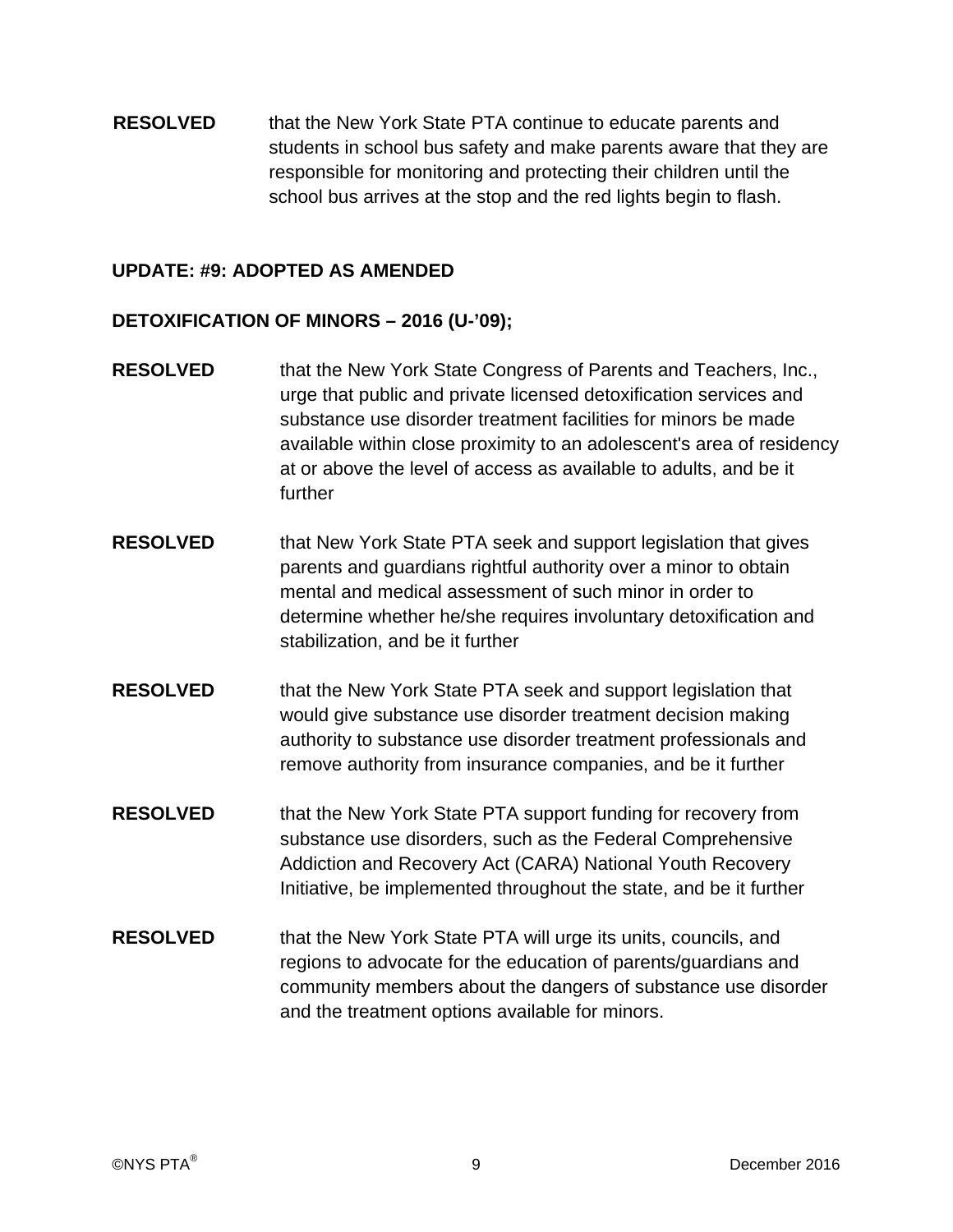**RESOLVED** that the New York State PTA continue to educate parents and students in school bus safety and make parents aware that they are responsible for monitoring and protecting their children until the school bus arrives at the stop and the red lights begin to flash.

**UPDATE: #9: ADOPTED AS AMENDED**

**DETOXIFICATION OF MINORS – 2016 (U-'09);**

**RESOLVED** that the New York State Congress of Parents and Teachers, Inc., urge that public and private licensed detoxification services and substance use disorder treatment facilities for minors be made available within close proximity to an adolescent's area of residency at or above the level of access as available to adults, and be it further

**RESOLVED** that New York State PTA seek and support legislation that gives parents and guardians rightful authority over a minor to obtain mental and medical assessment of such minor in order to determine whether he/she requires involuntary detoxification and stabilization, and be it further

**RESOLVED** that the New York State PTA seek and support legislation that would give substance use disorder treatment decision making authority to substance use disorder treatment professionals and remove authority from insurance companies, and be it further

**RESOLVED** that the New York State PTA support funding for recovery from substance use disorders, such as the Federal Comprehensive Addiction and Recovery Act (CARA) National Youth Recovery Initiative, be implemented throughout the state, and be it further

**RESOLVED** that the New York State PTA will urge its units, councils, and regions to advocate for the education of parents/guardians and community members about the dangers of substance use disorder and the treatment options available for minors.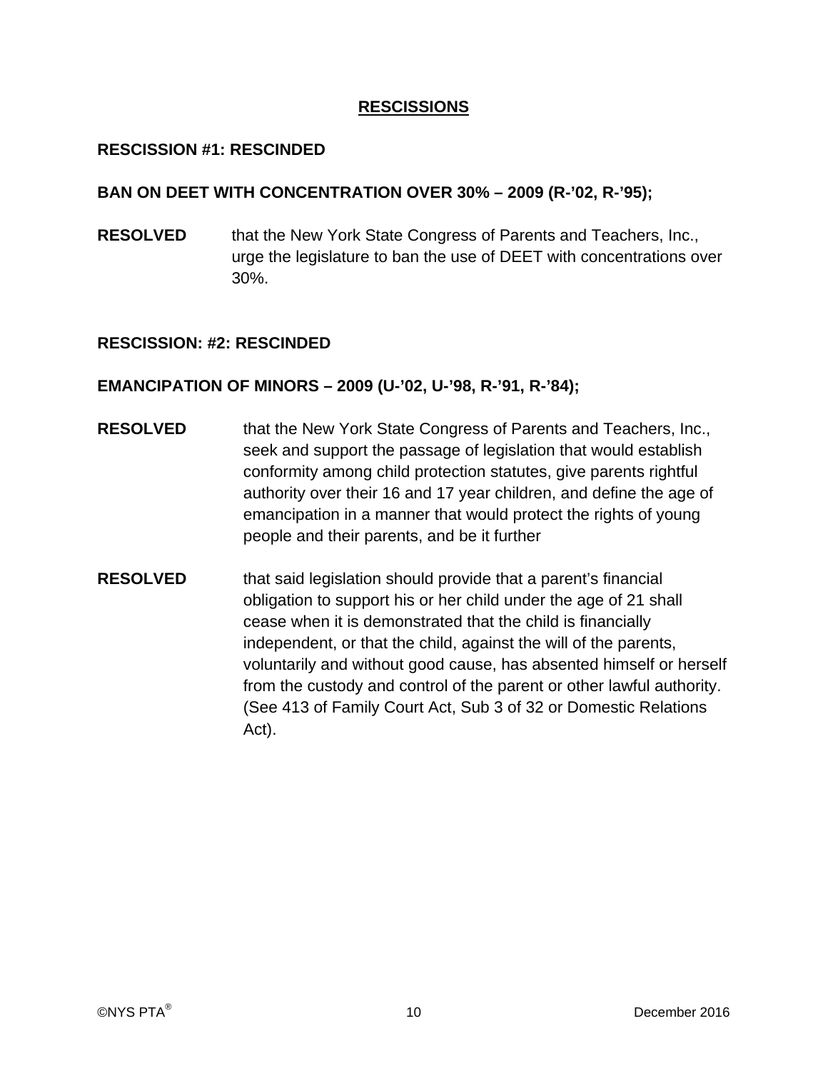## RESCISSIONS

**RESCISSION #1: RESCINDED**

**BAN ON DEET WITH CONCENTRATION OVER 30% – 2009 (R-'02, R-'95);**

**RESOLVED** that the New York State Congress of Parents and Teachers, Inc., urge the legislature to ban the use of DEET with concentrations over 30%.

**RESCISSION: #2: RESCINDED**

**EMANCIPATION OF MINORS – 2009 (U-'02, U-'98, R-'91, R-'84);**

**RESOLVED** that the New York State Congress of Parents and Teachers, Inc., seek and support the passage of legislation that would establish conformity among child protection statutes, give parents rightful authority over their 16 and 17 year children, and define the age of emancipation in a manner that would protect the rights of young people and their parents, and be it further

**RESOLVED** that said legislation should provide that a parent's financial obligation to support his or her child under the age of 21 shall cease when it is demonstrated that the child is financially independent, or that the child, against the will of the parents, voluntarily and without good cause, has absented himself or herself from the custody and control of the parent or other lawful authority. (See 413 of Family Court Act, Sub 3 of 32 or Domestic Relations Act).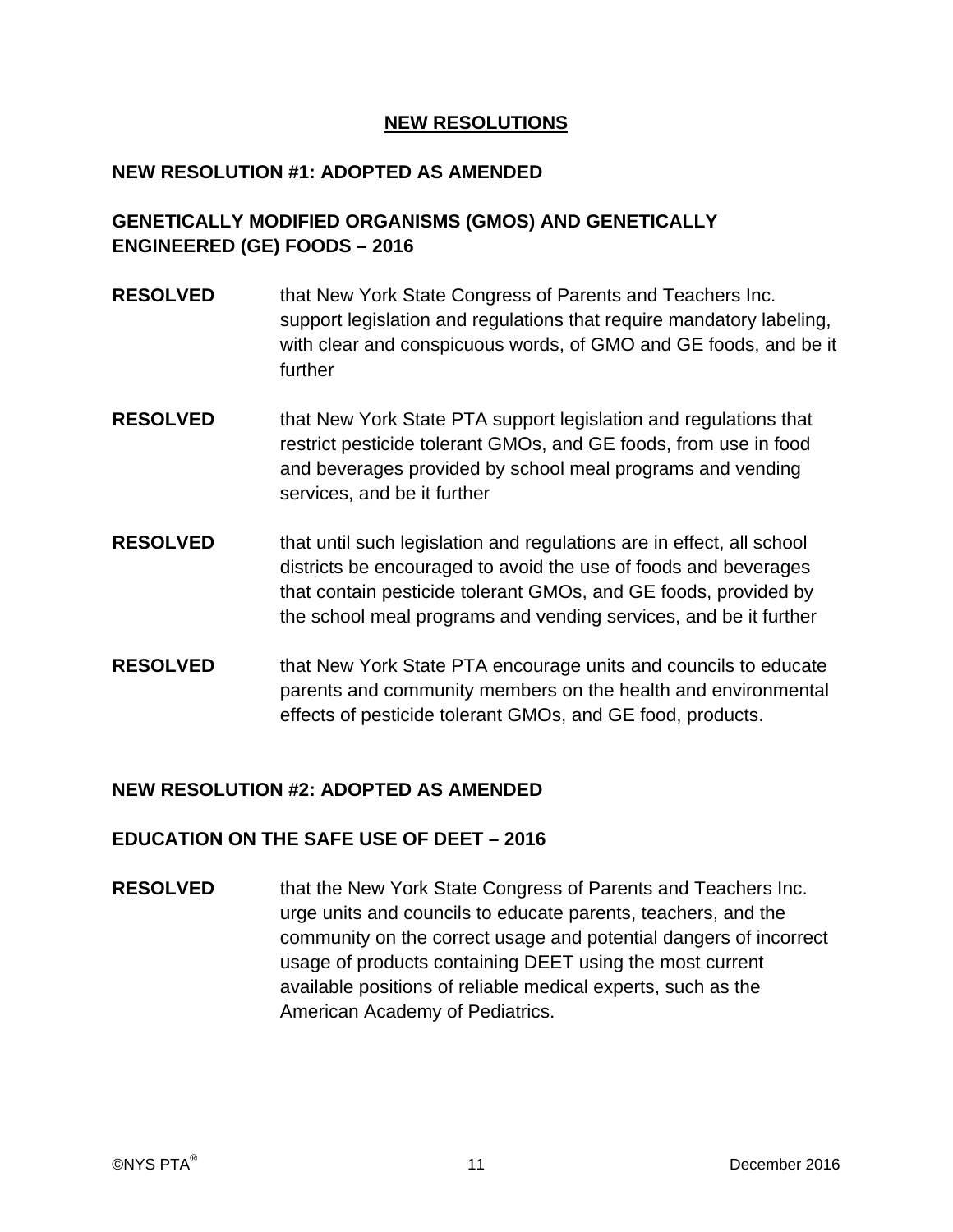## NEW RESOLUTIONS

### NEW RESOLUTION #1: ADOPTED AS AMENDED

### GENETICALLY MODIFIED ORGANISMS (GMOS) AND GENETICALLY ENGINEERED (GE) FOODS – 2016

**RESOLVED** that New York State Congress of Parents and Teachers Inc. support legislation and regulations that require mandatory labeling, with clear and conspicuous words, of GMO and GE foods, and be it further

**RESOLVED** that New York State PTA support legislation and regulations that restrict pesticide tolerant GMOs, and GE foods, from use in food and beverages provided by school meal programs and vending services, and be it further

**RESOLVED** that until such legislation and regulations are in effect, all school districts be encouraged to avoid the use of foods and beverages that contain pesticide tolerant GMOs, and GE foods, provided by the school meal programs and vending services, and be it further

**RESOLVED** that New York State PTA encourage units and councils to educate parents and community members on the health and environmental effects of pesticide tolerant GMOs, and GE food, products.

### NEW RESOLUTION #2: ADOPTED AS AMENDED

### EDUCATION ON THE SAFE USE OF DEET – 2016

**RESOLVED** that the New York State Congress of Parents and Teachers Inc. urge units and councils to educate parents, teachers, and the community on the correct usage and potential dangers of incorrect usage of products containing DEET using the most current available positions of reliable medical experts, such as the American Academy of Pediatrics.